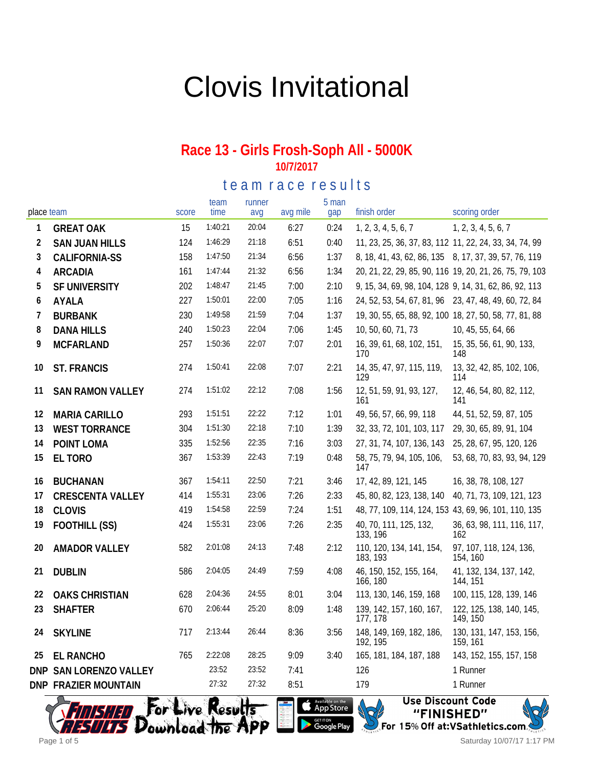# Clovis Invitational

## Race 13 - Girls Frosh-Soph All - 5000K

**10/7/2017**

### team race results

| place | team | score | team time | runner avg | avg mile | 5 man gap | finish order | scoring order |
|---|---|---|---|---|---|---|---|---|
| 1 | GREAT OAK | 15 | 1:40:21 | 20:04 | 6:27 | 0:24 | 1, 2, 3, 4, 5, 6, 7 | 1, 2, 3, 4, 5, 6, 7 |
| 2 | SAN JUAN HILLS | 124 | 1:46:29 | 21:18 | 6:51 | 0:40 | 11, 23, 25, 36, 37, 83, 112 | 11, 22, 24, 33, 34, 74, 99 |
| 3 | CALIFORNIA-SS | 158 | 1:47:50 | 21:34 | 6:56 | 1:37 | 8, 18, 41, 43, 62, 86, 135 | 8, 17, 37, 39, 57, 76, 119 |
| 4 | ARCADIA | 161 | 1:47:44 | 21:32 | 6:56 | 1:34 | 20, 21, 22, 29, 85, 90, 116 | 19, 20, 21, 26, 75, 79, 103 |
| 5 | SF UNIVERSITY | 202 | 1:48:47 | 21:45 | 7:00 | 2:10 | 9, 15, 34, 69, 98, 104, 128 | 9, 14, 31, 62, 86, 92, 113 |
| 6 | AYALA | 227 | 1:50:01 | 22:00 | 7:05 | 1:16 | 24, 52, 53, 54, 67, 81, 96 | 23, 47, 48, 49, 60, 72, 84 |
| 7 | BURBANK | 230 | 1:49:58 | 21:59 | 7:04 | 1:37 | 19, 30, 55, 65, 88, 92, 100 | 18, 27, 50, 58, 77, 81, 88 |
| 8 | DANA HILLS | 240 | 1:50:23 | 22:04 | 7:06 | 1:45 | 10, 50, 60, 71, 73 | 10, 45, 55, 64, 66 |
| 9 | MCFARLAND | 257 | 1:50:36 | 22:07 | 7:07 | 2:01 | 16, 39, 61, 68, 102, 151, 170 | 15, 35, 56, 61, 90, 133, 148 |
| 10 | ST. FRANCIS | 274 | 1:50:41 | 22:08 | 7:07 | 2:21 | 14, 35, 47, 97, 115, 119, 129 | 13, 32, 42, 85, 102, 106, 114 |
| 11 | SAN RAMON VALLEY | 274 | 1:51:02 | 22:12 | 7:08 | 1:56 | 12, 51, 59, 91, 93, 127, 161 | 12, 46, 54, 80, 82, 112, 141 |
| 12 | MARIA CARILLO | 293 | 1:51:51 | 22:22 | 7:12 | 1:01 | 49, 56, 57, 66, 99, 118 | 44, 51, 52, 59, 87, 105 |
| 13 | WEST TORRANCE | 304 | 1:51:30 | 22:18 | 7:10 | 1:39 | 32, 33, 72, 101, 103, 117 | 29, 30, 65, 89, 91, 104 |
| 14 | POINT LOMA | 335 | 1:52:56 | 22:35 | 7:16 | 3:03 | 27, 31, 74, 107, 136, 143 | 25, 28, 67, 95, 120, 126 |
| 15 | EL TORO | 367 | 1:53:39 | 22:43 | 7:19 | 0:48 | 58, 75, 79, 94, 105, 106, 147 | 53, 68, 70, 83, 93, 94, 129 |
| 16 | BUCHANAN | 367 | 1:54:11 | 22:50 | 7:21 | 3:46 | 17, 42, 89, 121, 145 | 16, 38, 78, 108, 127 |
| 17 | CRESCENTA VALLEY | 414 | 1:55:31 | 23:06 | 7:26 | 2:33 | 45, 80, 82, 123, 138, 140 | 40, 71, 73, 109, 121, 123 |
| 18 | CLOVIS | 419 | 1:54:58 | 22:59 | 7:24 | 1:51 | 48, 77, 109, 114, 124, 153 | 43, 69, 96, 101, 110, 135 |
| 19 | FOOTHILL (SS) | 424 | 1:55:31 | 23:06 | 7:26 | 2:35 | 40, 70, 111, 125, 132, 133, 196 | 36, 63, 98, 111, 116, 117, 162 |
| 20 | AMADOR VALLEY | 582 | 2:01:08 | 24:13 | 7:48 | 2:12 | 110, 120, 134, 141, 154, 183, 193 | 97, 107, 118, 124, 136, 154, 160 |
| 21 | DUBLIN | 586 | 2:04:05 | 24:49 | 7:59 | 4:08 | 46, 150, 152, 155, 164, 166, 180 | 41, 132, 134, 137, 142, 144, 151 |
| 22 | OAKS CHRISTIAN | 628 | 2:04:36 | 24:55 | 8:01 | 3:04 | 113, 130, 146, 159, 168 | 100, 115, 128, 139, 146 |
| 23 | SHAFTER | 670 | 2:06:44 | 25:20 | 8:09 | 1:48 | 139, 142, 157, 160, 167, 177, 178 | 122, 125, 138, 140, 145, 149, 150 |
| 24 | SKYLINE | 717 | 2:13:44 | 26:44 | 8:36 | 3:56 | 148, 149, 169, 182, 186, 192, 195 | 130, 131, 147, 153, 156, 159, 161 |
| 25 | EL RANCHO | 765 | 2:22:08 | 28:25 | 9:09 | 3:40 | 165, 181, 184, 187, 188 | 143, 152, 155, 157, 158 |
| DNP | SAN LORENZO VALLEY | | 23:52 | 23:52 | 7:41 | | 126 | 1 Runner |
| DNP | FRAZIER MOUNTAIN | | 27:32 | 27:32 | 8:51 | | 179 | 1 Runner |

Finished Results — For Live Results Download the App — Available on the App Store / Get it on Google Play

Use Discount Code "FINISHED" For 15% Off at:VSathletics.com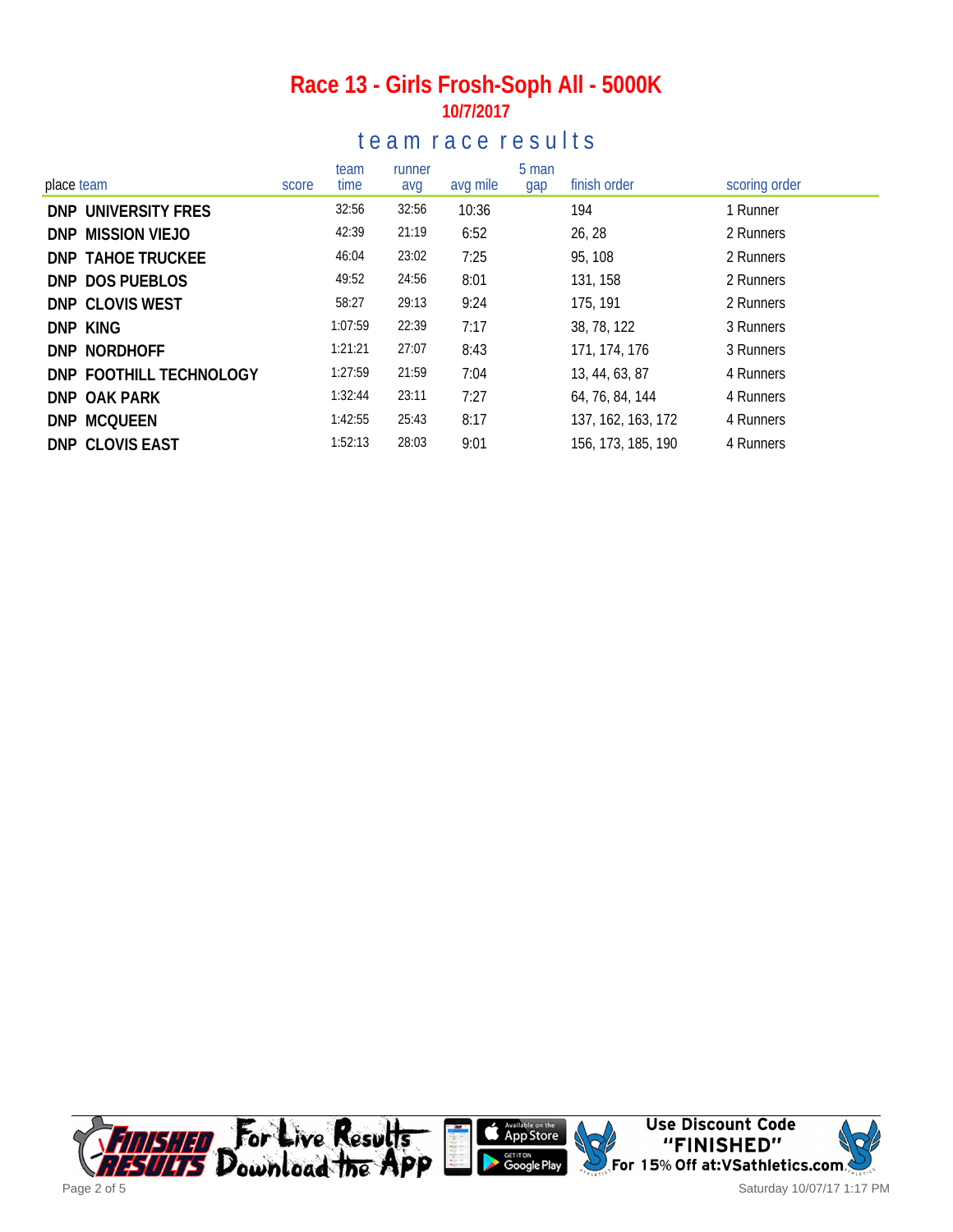# Race 13 - Girls Frosh-Soph All - 5000K

**10/7/2017**

## team race results

| place | team | score | team time | runner avg | avg mile | 5 man gap | finish order | scoring order |
|---|---|---|---|---|---|---|---|---|
| DNP | UNIVERSITY FRES | | 32:56 | 32:56 | 10:36 | | 194 | 1 Runner |
| DNP | MISSION VIEJO | | 42:39 | 21:19 | 6:52 | | 26, 28 | 2 Runners |
| DNP | TAHOE TRUCKEE | | 46:04 | 23:02 | 7:25 | | 95, 108 | 2 Runners |
| DNP | DOS PUEBLOS | | 49:52 | 24:56 | 8:01 | | 131, 158 | 2 Runners |
| DNP | CLOVIS WEST | | 58:27 | 29:13 | 9:24 | | 175, 191 | 2 Runners |
| DNP | KING | | 1:07:59 | 22:39 | 7:17 | | 38, 78, 122 | 3 Runners |
| DNP | NORDHOFF | | 1:21:21 | 27:07 | 8:43 | | 171, 174, 176 | 3 Runners |
| DNP | FOOTHILL TECHNOLOGY | | 1:27:59 | 21:59 | 7:04 | | 13, 44, 63, 87 | 4 Runners |
| DNP | OAK PARK | | 1:32:44 | 23:11 | 7:27 | | 64, 76, 84, 144 | 4 Runners |
| DNP | MCQUEEN | | 1:42:55 | 25:43 | 8:17 | | 137, 162, 163, 172 | 4 Runners |
| DNP | CLOVIS EAST | | 1:52:13 | 28:03 | 9:01 | | 156, 173, 185, 190 | 4 Runners |

FINISHED RESULTS For Live Results Download the App

Use Discount Code "FINISHED" For 15% Off at:VSathletics.com

Saturday 10/07/17 1:17 PM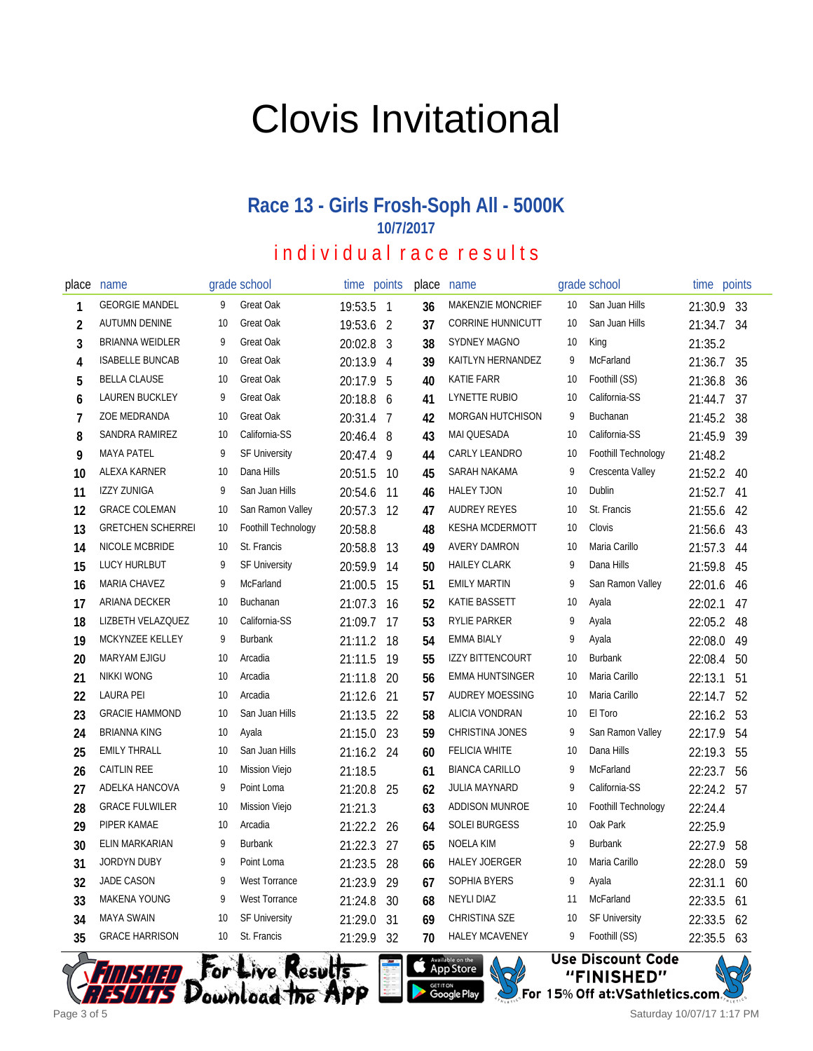# Clovis Invitational

## Race 13 - Girls Frosh-Soph All - 5000K

### 10/7/2017

### individual race results

| place | name | grade | school | time | points |
|---|---|---|---|---|---|
| 1 | GEORGIE MANDEL | 9 | Great Oak | 19:53.5 | 1 |
| 2 | AUTUMN DENINE | 10 | Great Oak | 19:53.6 | 2 |
| 3 | BRIANNA WEIDLER | 9 | Great Oak | 20:02.8 | 3 |
| 4 | ISABELLE BUNCAB | 10 | Great Oak | 20:13.9 | 4 |
| 5 | BELLA CLAUSE | 10 | Great Oak | 20:17.9 | 5 |
| 6 | LAUREN BUCKLEY | 9 | Great Oak | 20:18.8 | 6 |
| 7 | ZOE MEDRANDA | 10 | Great Oak | 20:31.4 | 7 |
| 8 | SANDRA RAMIREZ | 10 | California-SS | 20:46.4 | 8 |
| 9 | MAYA PATEL | 9 | SF University | 20:47.4 | 9 |
| 10 | ALEXA KARNER | 10 | Dana Hills | 20:51.5 | 10 |
| 11 | IZZY ZUNIGA | 9 | San Juan Hills | 20:54.6 | 11 |
| 12 | GRACE COLEMAN | 10 | San Ramon Valley | 20:57.3 | 12 |
| 13 | GRETCHEN SCHERREI | 10 | Foothill Technology | 20:58.8 | |
| 14 | NICOLE MCBRIDE | 10 | St. Francis | 20:58.8 | 13 |
| 15 | LUCY HURLBUT | 9 | SF University | 20:59.9 | 14 |
| 16 | MARIA CHAVEZ | 9 | McFarland | 21:00.5 | 15 |
| 17 | ARIANA DECKER | 10 | Buchanan | 21:07.3 | 16 |
| 18 | LIZBETH VELAZQUEZ | 10 | California-SS | 21:09.7 | 17 |
| 19 | MCKYNZEE KELLEY | 9 | Burbank | 21:11.2 | 18 |
| 20 | MARYAM EJIGU | 10 | Arcadia | 21:11.5 | 19 |
| 21 | NIKKI WONG | 10 | Arcadia | 21:11.8 | 20 |
| 22 | LAURA PEI | 10 | Arcadia | 21:12.6 | 21 |
| 23 | GRACIE HAMMOND | 10 | San Juan Hills | 21:13.5 | 22 |
| 24 | BRIANNA KING | 10 | Ayala | 21:15.0 | 23 |
| 25 | EMILY THRALL | 10 | San Juan Hills | 21:16.2 | 24 |
| 26 | CAITLIN REE | 10 | Mission Viejo | 21:18.5 | |
| 27 | ADELKA HANCOVA | 9 | Point Loma | 21:20.8 | 25 |
| 28 | GRACE FULWILER | 10 | Mission Viejo | 21:21.3 | |
| 29 | PIPER KAMAE | 10 | Arcadia | 21:22.2 | 26 |
| 30 | ELIN MARKARIAN | 9 | Burbank | 21:22.3 | 27 |
| 31 | JORDYN DUBY | 9 | Point Loma | 21:23.5 | 28 |
| 32 | JADE CASON | 9 | West Torrance | 21:23.9 | 29 |
| 33 | MAKENA YOUNG | 9 | West Torrance | 21:24.8 | 30 |
| 34 | MAYA SWAIN | 10 | SF University | 21:29.0 | 31 |
| 35 | GRACE HARRISON | 10 | St. Francis | 21:29.9 | 32 |
| 36 | MAKENZIE MONCRIEF | 10 | San Juan Hills | 21:30.9 | 33 |
| 37 | CORRINE HUNNICUTT | 10 | San Juan Hills | 21:34.7 | 34 |
| 38 | SYDNEY MAGNO | 10 | King | 21:35.2 | |
| 39 | KAITLYN HERNANDEZ | 9 | McFarland | 21:36.7 | 35 |
| 40 | KATIE FARR | 10 | Foothill (SS) | 21:36.8 | 36 |
| 41 | LYNETTE RUBIO | 10 | California-SS | 21:44.7 | 37 |
| 42 | MORGAN HUTCHISON | 9 | Buchanan | 21:45.2 | 38 |
| 43 | MAI QUESADA | 10 | California-SS | 21:45.9 | 39 |
| 44 | CARLY LEANDRO | 10 | Foothill Technology | 21:48.2 | |
| 45 | SARAH NAKAMA | 9 | Crescenta Valley | 21:52.2 | 40 |
| 46 | HALEY TJON | 10 | Dublin | 21:52.7 | 41 |
| 47 | AUDREY REYES | 10 | St. Francis | 21:55.6 | 42 |
| 48 | KESHA MCDERMOTT | 10 | Clovis | 21:56.6 | 43 |
| 49 | AVERY DAMRON | 10 | Maria Carillo | 21:57.3 | 44 |
| 50 | HAILEY CLARK | 9 | Dana Hills | 21:59.8 | 45 |
| 51 | EMILY MARTIN | 9 | San Ramon Valley | 22:01.6 | 46 |
| 52 | KATIE BASSETT | 10 | Ayala | 22:02.1 | 47 |
| 53 | RYLIE PARKER | 9 | Ayala | 22:05.2 | 48 |
| 54 | EMMA BIALY | 9 | Ayala | 22:08.0 | 49 |
| 55 | IZZY BITTENCOURT | 10 | Burbank | 22:08.4 | 50 |
| 56 | EMMA HUNTSINGER | 10 | Maria Carillo | 22:13.1 | 51 |
| 57 | AUDREY MOESSING | 10 | Maria Carillo | 22:14.7 | 52 |
| 58 | ALICIA VONDRAN | 10 | El Toro | 22:16.2 | 53 |
| 59 | CHRISTINA JONES | 9 | San Ramon Valley | 22:17.9 | 54 |
| 60 | FELICIA WHITE | 10 | Dana Hills | 22:19.3 | 55 |
| 61 | BIANCA CARILLO | 9 | McFarland | 22:23.7 | 56 |
| 62 | JULIA MAYNARD | 9 | California-SS | 22:24.2 | 57 |
| 63 | ADDISON MUNROE | 10 | Foothill Technology | 22:24.4 | |
| 64 | SOLEI BURGESS | 10 | Oak Park | 22:25.9 | |
| 65 | NOELA KIM | 9 | Burbank | 22:27.9 | 58 |
| 66 | HALEY JOERGER | 10 | Maria Carillo | 22:28.0 | 59 |
| 67 | SOPHIA BYERS | 9 | Ayala | 22:31.1 | 60 |
| 68 | NEYLI DIAZ | 11 | McFarland | 22:33.5 | 61 |
| 69 | CHRISTINA SZE | 10 | SF University | 22:33.5 | 62 |
| 70 | HALEY MCAVENEY | 9 | Foothill (SS) | 22:35.5 | 63 |

Finished Results — For Live Results Download the App — Available on the App Store / Get it on Google Play

Use Discount Code "FINISHED" For 15% Off at:VSathletics.com

Saturday 10/07/17 1:17 PM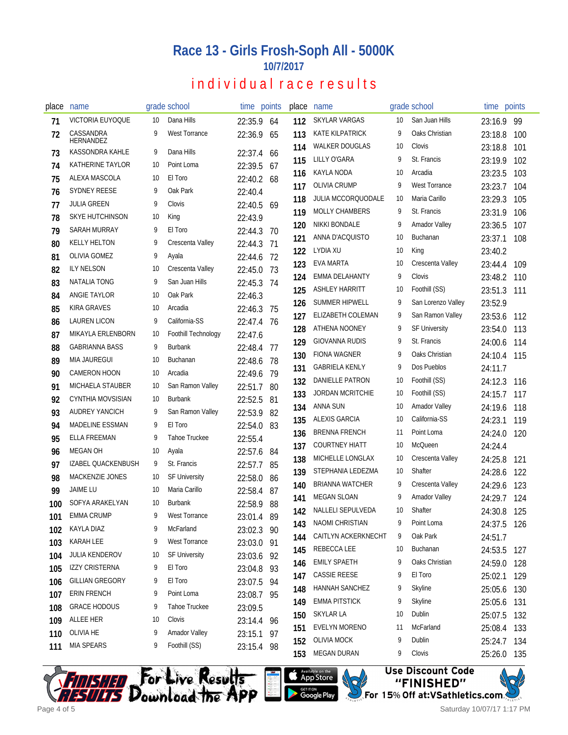# Race 13 - Girls Frosh-Soph All - 5000K

### 10/7/2017

## individual race results

| place | name | grade | school | time | points |
|---|---|---|---|---|---|
| 71 | VICTORIA EUYOQUE | 10 | Dana Hills | 22:35.9 | 64 |
| 72 | CASSANDRA HERNANDEZ | 9 | West Torrance | 22:36.9 | 65 |
| 73 | KASSONDRA KAHLE | 9 | Dana Hills | 22:37.4 | 66 |
| 74 | KATHERINE TAYLOR | 10 | Point Loma | 22:39.5 | 67 |
| 75 | ALEXA MASCOLA | 10 | El Toro | 22:40.2 | 68 |
| 76 | SYDNEY REESE | 9 | Oak Park | 22:40.4 | |
| 77 | JULIA GREEN | 9 | Clovis | 22:40.5 | 69 |
| 78 | SKYE HUTCHINSON | 10 | King | 22:43.9 | |
| 79 | SARAH MURRAY | 9 | El Toro | 22:44.3 | 70 |
| 80 | KELLY HELTON | 9 | Crescenta Valley | 22:44.3 | 71 |
| 81 | OLIVIA GOMEZ | 9 | Ayala | 22:44.6 | 72 |
| 82 | ILY NELSON | 10 | Crescenta Valley | 22:45.0 | 73 |
| 83 | NATALIA TONG | 9 | San Juan Hills | 22:45.3 | 74 |
| 84 | ANGIE TAYLOR | 10 | Oak Park | 22:46.3 | |
| 85 | KIRA GRAVES | 10 | Arcadia | 22:46.3 | 75 |
| 86 | LAUREN LICON | 9 | California-SS | 22:47.4 | 76 |
| 87 | MIKAYLA ERLENBORN | 10 | Foothill Technology | 22:47.6 | |
| 88 | GABRIANNA BASS | 9 | Burbank | 22:48.4 | 77 |
| 89 | MIA JAUREGUI | 10 | Buchanan | 22:48.6 | 78 |
| 90 | CAMERON HOON | 10 | Arcadia | 22:49.6 | 79 |
| 91 | MICHAELA STAUBER | 10 | San Ramon Valley | 22:51.7 | 80 |
| 92 | CYNTHIA MOVSISIAN | 10 | Burbank | 22:52.5 | 81 |
| 93 | AUDREY YANCICH | 9 | San Ramon Valley | 22:53.9 | 82 |
| 94 | MADELINE ESSMAN | 9 | El Toro | 22:54.0 | 83 |
| 95 | ELLA FREEMAN | 9 | Tahoe Truckee | 22:55.4 | |
| 96 | MEGAN OH | 10 | Ayala | 22:57.6 | 84 |
| 97 | IZABEL QUACKENBUSH | 9 | St. Francis | 22:57.7 | 85 |
| 98 | MACKENZIE JONES | 10 | SF University | 22:58.0 | 86 |
| 99 | JAIME LU | 10 | Maria Carillo | 22:58.4 | 87 |
| 100 | SOFYA ARAKELYAN | 10 | Burbank | 22:58.9 | 88 |
| 101 | EMMA CRUMP | 9 | West Torrance | 23:01.4 | 89 |
| 102 | KAYLA DIAZ | 9 | McFarland | 23:02.3 | 90 |
| 103 | KARAH LEE | 9 | West Torrance | 23:03.0 | 91 |
| 104 | JULIA KENDEROV | 10 | SF University | 23:03.6 | 92 |
| 105 | IZZY CRISTERNA | 9 | El Toro | 23:04.8 | 93 |
| 106 | GILLIAN GREGORY | 9 | El Toro | 23:07.5 | 94 |
| 107 | ERIN FRENCH | 9 | Point Loma | 23:08.7 | 95 |
| 108 | GRACE HODOUS | 9 | Tahoe Truckee | 23:09.5 | |
| 109 | ALLEE HER | 10 | Clovis | 23:14.4 | 96 |
| 110 | OLIVIA HE | 9 | Amador Valley | 23:15.1 | 97 |
| 111 | MIA SPEARS | 9 | Foothill (SS) | 23:15.4 | 98 |
| 112 | SKYLAR VARGAS | 10 | San Juan Hills | 23:16.9 | 99 |
| 113 | KATE KILPATRICK | 9 | Oaks Christian | 23:18.8 | 100 |
| 114 | WALKER DOUGLAS | 10 | Clovis | 23:18.8 | 101 |
| 115 | LILLY O'GARA | 9 | St. Francis | 23:19.9 | 102 |
| 116 | KAYLA NODA | 10 | Arcadia | 23:23.5 | 103 |
| 117 | OLIVIA CRUMP | 9 | West Torrance | 23:23.7 | 104 |
| 118 | JULIA MCCORQUODALE | 10 | Maria Carillo | 23:29.3 | 105 |
| 119 | MOLLY CHAMBERS | 9 | St. Francis | 23:31.9 | 106 |
| 120 | NIKKI BONDALE | 9 | Amador Valley | 23:36.5 | 107 |
| 121 | ANNA D'ACQUISTO | 10 | Buchanan | 23:37.1 | 108 |
| 122 | LYDIA XU | 10 | King | 23:40.2 | |
| 123 | EVA MARTA | 10 | Crescenta Valley | 23:44.4 | 109 |
| 124 | EMMA DELAHANTY | 9 | Clovis | 23:48.2 | 110 |
| 125 | ASHLEY HARRITT | 10 | Foothill (SS) | 23:51.3 | 111 |
| 126 | SUMMER HIPWELL | 9 | San Lorenzo Valley | 23:52.9 | |
| 127 | ELIZABETH COLEMAN | 9 | San Ramon Valley | 23:53.6 | 112 |
| 128 | ATHENA NOONEY | 9 | SF University | 23:54.0 | 113 |
| 129 | GIOVANNA RUDIS | 9 | St. Francis | 24:00.6 | 114 |
| 130 | FIONA WAGNER | 9 | Oaks Christian | 24:10.4 | 115 |
| 131 | GABRIELA KENLY | 9 | Dos Pueblos | 24:11.7 | |
| 132 | DANIELLE PATRON | 10 | Foothill (SS) | 24:12.3 | 116 |
| 133 | JORDAN MCRITCHIE | 10 | Foothill (SS) | 24:15.7 | 117 |
| 134 | ANNA SUN | 10 | Amador Valley | 24:19.6 | 118 |
| 135 | ALEXIS GARCIA | 10 | California-SS | 24:23.1 | 119 |
| 136 | BRENNA FRENCH | 11 | Point Loma | 24:24.0 | 120 |
| 137 | COURTNEY HIATT | 10 | McQueen | 24:24.4 | |
| 138 | MICHELLE LONGLAX | 10 | Crescenta Valley | 24:25.8 | 121 |
| 139 | STEPHANIA LEDEZMA | 10 | Shafter | 24:28.6 | 122 |
| 140 | BRIANNA WATCHER | 9 | Crescenta Valley | 24:29.6 | 123 |
| 141 | MEGAN SLOAN | 9 | Amador Valley | 24:29.7 | 124 |
| 142 | NALLELI SEPULVEDA | 10 | Shafter | 24:30.8 | 125 |
| 143 | NAOMI CHRISTIAN | 9 | Point Loma | 24:37.5 | 126 |
| 144 | CAITLYN ACKERKNECHT | 9 | Oak Park | 24:51.7 | |
| 145 | REBECCA LEE | 10 | Buchanan | 24:53.5 | 127 |
| 146 | EMILY SPAETH | 9 | Oaks Christian | 24:59.0 | 128 |
| 147 | CASSIE REESE | 9 | El Toro | 25:02.1 | 129 |
| 148 | HANNAH SANCHEZ | 9 | Skyline | 25:05.6 | 130 |
| 149 | EMMA PITSTICK | 9 | Skyline | 25:05.6 | 131 |
| 150 | SKYLAR LA | 10 | Dublin | 25:07.5 | 132 |
| 151 | EVELYN MORENO | 11 | McFarland | 25:08.4 | 133 |
| 152 | OLIVIA MOCK | 9 | Dublin | 25:24.7 | 134 |
| 153 | MEGAN DURAN | 9 | Clovis | 25:26.0 | 135 |

For Live Results Download the App

Use Discount Code "FINISHED" For 15% Off at:VSathletics.com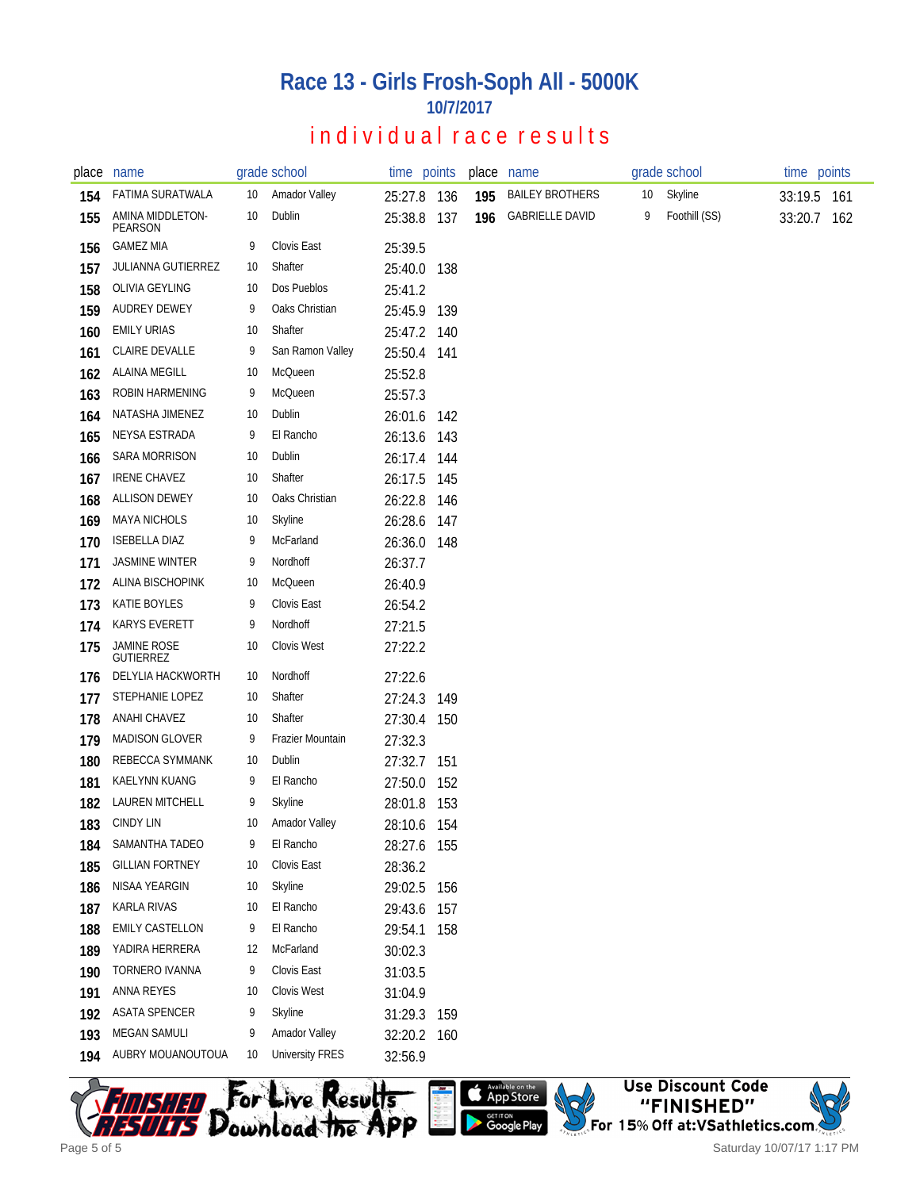# Race 13 - Girls Frosh-Soph All - 5000K

## 10/7/2017

## individual race results

| place | name | grade | school | time | points |
|---|---|---|---|---|---|
| 154 | FATIMA SURATWALA | 10 | Amador Valley | 25:27.8 | 136 |
| 155 | AMINA MIDDLETON-PEARSON | 10 | Dublin | 25:38.8 | 137 |
| 156 | GAMEZ MIA | 9 | Clovis East | 25:39.5 | |
| 157 | JULIANNA GUTIERREZ | 10 | Shafter | 25:40.0 | 138 |
| 158 | OLIVIA GEYLING | 10 | Dos Pueblos | 25:41.2 | |
| 159 | AUDREY DEWEY | 9 | Oaks Christian | 25:45.9 | 139 |
| 160 | EMILY URIAS | 10 | Shafter | 25:47.2 | 140 |
| 161 | CLAIRE DEVALLE | 9 | San Ramon Valley | 25:50.4 | 141 |
| 162 | ALAINA MEGILL | 10 | McQueen | 25:52.8 | |
| 163 | ROBIN HARMENING | 9 | McQueen | 25:57.3 | |
| 164 | NATASHA JIMENEZ | 10 | Dublin | 26:01.6 | 142 |
| 165 | NEYSA ESTRADA | 9 | El Rancho | 26:13.6 | 143 |
| 166 | SARA MORRISON | 10 | Dublin | 26:17.4 | 144 |
| 167 | IRENE CHAVEZ | 10 | Shafter | 26:17.5 | 145 |
| 168 | ALLISON DEWEY | 10 | Oaks Christian | 26:22.8 | 146 |
| 169 | MAYA NICHOLS | 10 | Skyline | 26:28.6 | 147 |
| 170 | ISEBELLA DIAZ | 9 | McFarland | 26:36.0 | 148 |
| 171 | JASMINE WINTER | 9 | Nordhoff | 26:37.7 | |
| 172 | ALINA BISCHOPINK | 10 | McQueen | 26:40.9 | |
| 173 | KATIE BOYLES | 9 | Clovis East | 26:54.2 | |
| 174 | KARYS EVERETT | 9 | Nordhoff | 27:21.5 | |
| 175 | JAMINE ROSE GUTIERREZ | 10 | Clovis West | 27:22.2 | |
| 176 | DELYLIA HACKWORTH | 10 | Nordhoff | 27:22.6 | |
| 177 | STEPHANIE LOPEZ | 10 | Shafter | 27:24.3 | 149 |
| 178 | ANAHI CHAVEZ | 10 | Shafter | 27:30.4 | 150 |
| 179 | MADISON GLOVER | 9 | Frazier Mountain | 27:32.3 | |
| 180 | REBECCA SYMMANK | 10 | Dublin | 27:32.7 | 151 |
| 181 | KAELYNN KUANG | 9 | El Rancho | 27:50.0 | 152 |
| 182 | LAUREN MITCHELL | 9 | Skyline | 28:01.8 | 153 |
| 183 | CINDY LIN | 10 | Amador Valley | 28:10.6 | 154 |
| 184 | SAMANTHA TADEO | 9 | El Rancho | 28:27.6 | 155 |
| 185 | GILLIAN FORTNEY | 10 | Clovis East | 28:36.2 | |
| 186 | NISAA YEARGIN | 10 | Skyline | 29:02.5 | 156 |
| 187 | KARLA RIVAS | 10 | El Rancho | 29:43.6 | 157 |
| 188 | EMILY CASTELLON | 9 | El Rancho | 29:54.1 | 158 |
| 189 | YADIRA HERRERA | 12 | McFarland | 30:02.3 | |
| 190 | TORNERO IVANNA | 9 | Clovis East | 31:03.5 | |
| 191 | ANNA REYES | 10 | Clovis West | 31:04.9 | |
| 192 | ASATA SPENCER | 9 | Skyline | 31:29.3 | 159 |
| 193 | MEGAN SAMULI | 9 | Amador Valley | 32:20.2 | 160 |
| 194 | AUBRY MOUANOUTOUA | 10 | University FRES | 32:56.9 | |
| 195 | BAILEY BROTHERS | 10 | Skyline | 33:19.5 | 161 |
| 196 | GABRIELLE DAVID | 9 | Foothill (SS) | 33:20.7 | 162 |

Finished Results — For Live Results Download the App — Available on the App Store / Get it on Google Play

Use Discount Code "FINISHED" For 15% Off at: VSathletics.com

Saturday 10/07/17 1:17 PM